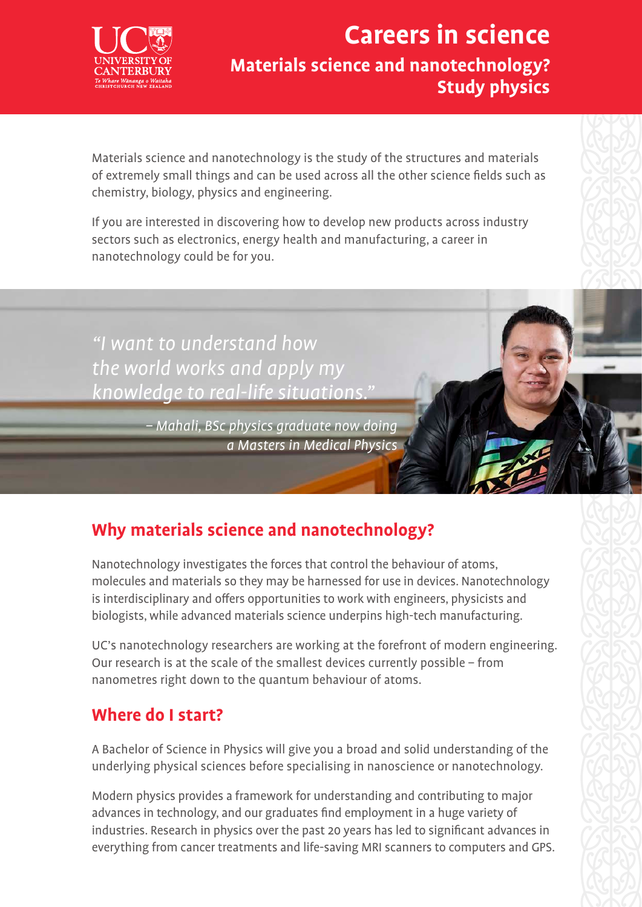UC UNIVERSITY OF CANTERBURY
Te Whare Wānanga o Waitaha
CHRISTCHURCH NEW ZEALAND

# Careers in science

## Materials science and nanotechnology? Study physics

Materials science and nanotechnology is the study of the structures and materials of extremely small things and can be used across all the other science fields such as chemistry, biology, physics and engineering.

If you are interested in discovering how to develop new products across industry sectors such as electronics, energy health and manufacturing, a career in nanotechnology could be for you.

*"I want to understand how the world works and apply my knowledge to real-life situations."*

*– Mahali, BSc physics graduate now doing a Masters in Medical Physics*

## Why materials science and nanotechnology?

Nanotechnology investigates the forces that control the behaviour of atoms, molecules and materials so they may be harnessed for use in devices. Nanotechnology is interdisciplinary and offers opportunities to work with engineers, physicists and biologists, while advanced materials science underpins high-tech manufacturing.

UC's nanotechnology researchers are working at the forefront of modern engineering. Our research is at the scale of the smallest devices currently possible – from nanometres right down to the quantum behaviour of atoms.

## Where do I start?

A Bachelor of Science in Physics will give you a broad and solid understanding of the underlying physical sciences before specialising in nanoscience or nanotechnology.

Modern physics provides a framework for understanding and contributing to major advances in technology, and our graduates find employment in a huge variety of industries. Research in physics over the past 20 years has led to significant advances in everything from cancer treatments and life-saving MRI scanners to computers and GPS.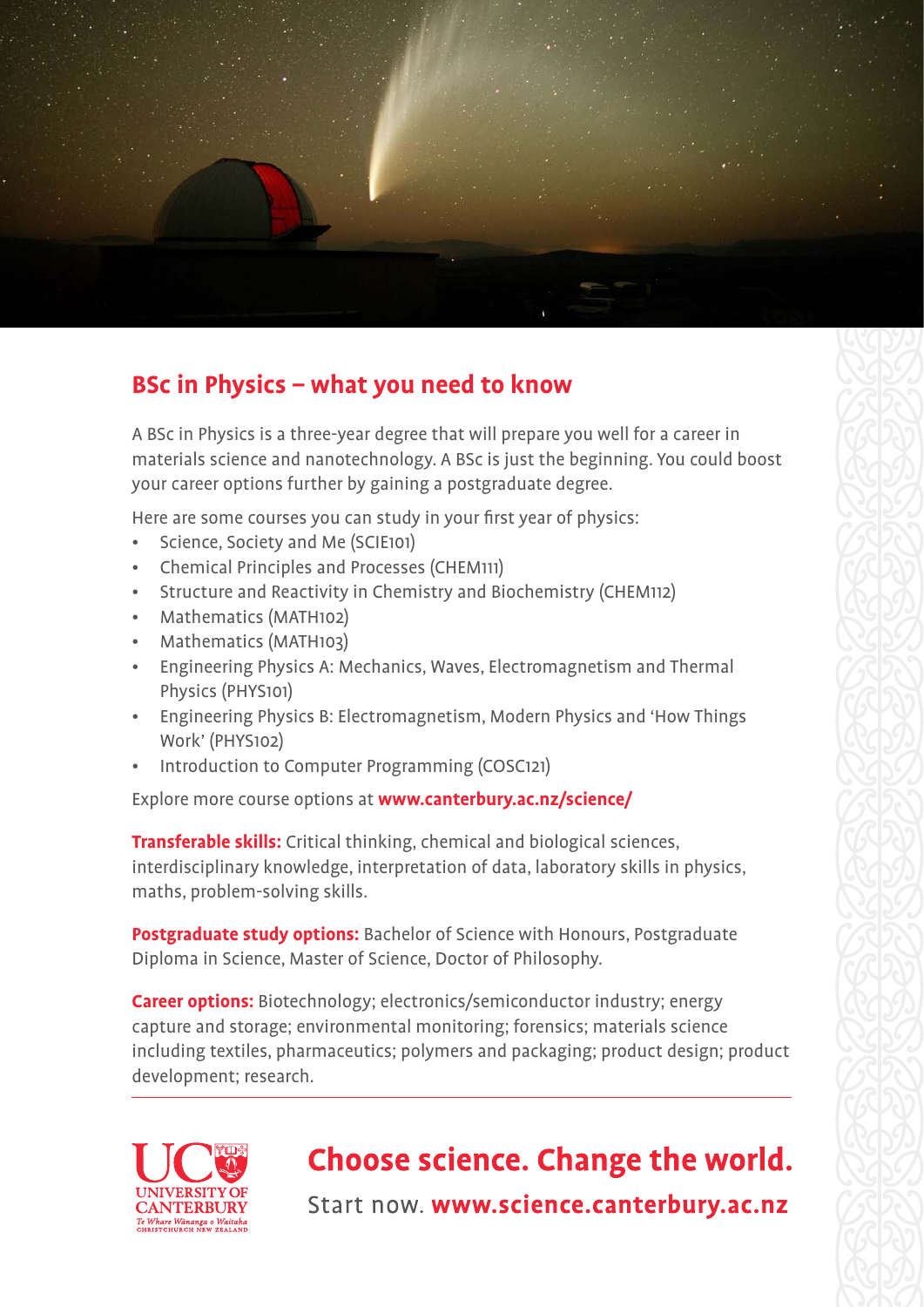## BSc in Physics – what you need to know

A BSc in Physics is a three-year degree that will prepare you well for a career in materials science and nanotechnology. A BSc is just the beginning. You could boost your career options further by gaining a postgraduate degree.

Here are some courses you can study in your first year of physics:

- Science, Society and Me (SCIE101)
- Chemical Principles and Processes (CHEM111)
- Structure and Reactivity in Chemistry and Biochemistry (CHEM112)
- Mathematics (MATH102)
- Mathematics (MATH103)
- Engineering Physics A: Mechanics, Waves, Electromagnetism and Thermal Physics (PHYS101)
- Engineering Physics B: Electromagnetism, Modern Physics and 'How Things Work' (PHYS102)
- Introduction to Computer Programming (COSC121)

Explore more course options at **www.canterbury.ac.nz/science/**

**Transferable skills:** Critical thinking, chemical and biological sciences, interdisciplinary knowledge, interpretation of data, laboratory skills in physics, maths, problem-solving skills.

**Postgraduate study options:** Bachelor of Science with Honours, Postgraduate Diploma in Science, Master of Science, Doctor of Philosophy.

**Career options:** Biotechnology; electronics/semiconductor industry; energy capture and storage; environmental monitoring; forensics; materials science including textiles, pharmaceutics; polymers and packaging; product design; product development; research.

UC University of Canterbury
*Te Whare Wānanga o Waitaha*
Christchurch New Zealand

## Choose science. Change the world.

Start now. **www.science.canterbury.ac.nz**